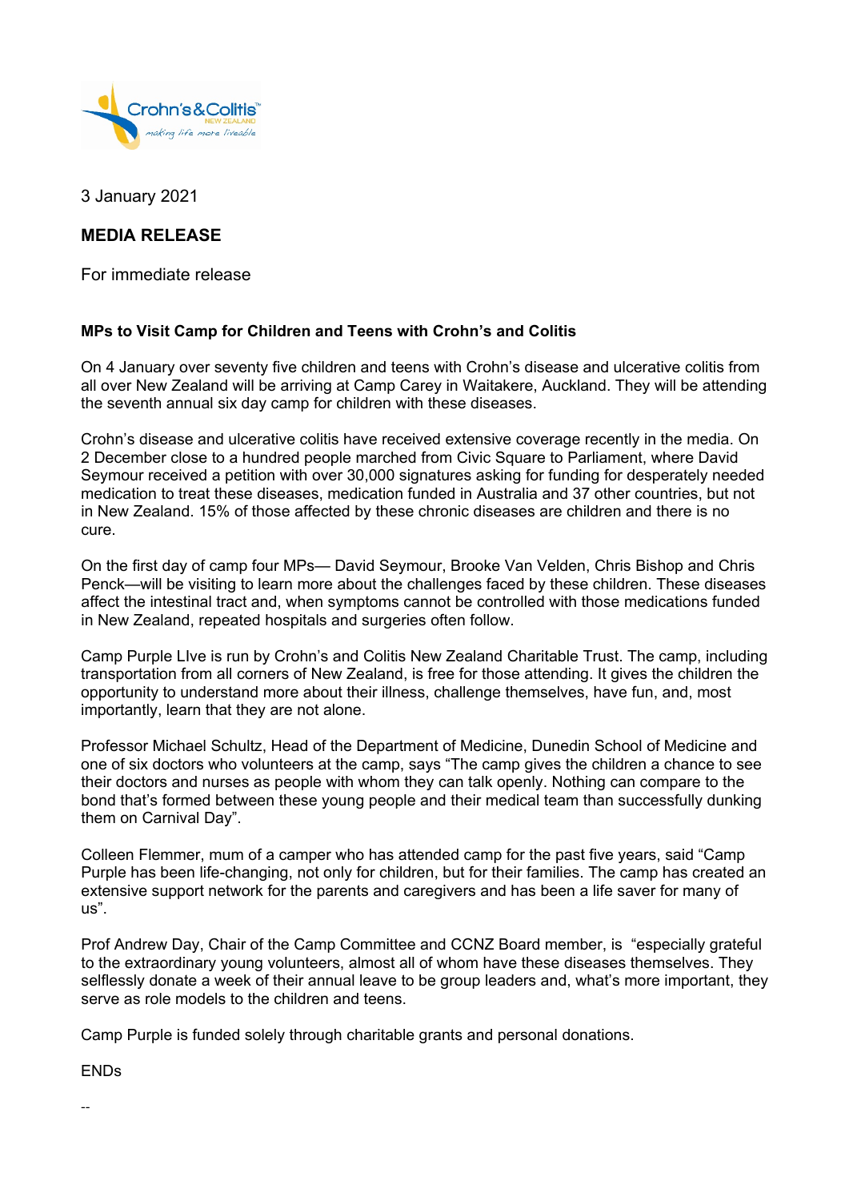3 January 2021

## MEDIA RELEASE

For immediate release

**MPs to Visit Camp for Children and Teens with Crohn's and Colitis**

On 4 January over seventy five children and teens with Crohn's disease and ulcerative colitis from all over New Zealand will be arriving at Camp Carey in Waitakere, Auckland. They will be attending the seventh annual six day camp for children with these diseases.

Crohn's disease and ulcerative colitis have received extensive coverage recently in the media. On 2 December close to a hundred people marched from Civic Square to Parliament, where David Seymour received a petition with over 30,000 signatures asking for funding for desperately needed medication to treat these diseases, medication funded in Australia and 37 other countries, but not in New Zealand. 15% of those affected by these chronic diseases are children and there is no cure.

On the first day of camp four MPs— David Seymour, Brooke Van Velden, Chris Bishop and Chris Penck—will be visiting to learn more about the challenges faced by these children. These diseases affect the intestinal tract and, when symptoms cannot be controlled with those medications funded in New Zealand, repeated hospitals and surgeries often follow.

Camp Purple LIve is run by Crohn's and Colitis New Zealand Charitable Trust. The camp, including transportation from all corners of New Zealand, is free for those attending. It gives the children the opportunity to understand more about their illness, challenge themselves, have fun, and, most importantly, learn that they are not alone.

Professor Michael Schultz, Head of the Department of Medicine, Dunedin School of Medicine and one of six doctors who volunteers at the camp, says "The camp gives the children a chance to see their doctors and nurses as people with whom they can talk openly. Nothing can compare to the bond that's formed between these young people and their medical team than successfully dunking them on Carnival Day".

Colleen Flemmer, mum of a camper who has attended camp for the past five years, said "Camp Purple has been life-changing, not only for children, but for their families. The camp has created an extensive support network for the parents and caregivers and has been a life saver for many of us".

Prof Andrew Day, Chair of the Camp Committee and CCNZ Board member, is "especially grateful to the extraordinary young volunteers, almost all of whom have these diseases themselves. They selflessly donate a week of their annual leave to be group leaders and, what's more important, they serve as role models to the children and teens.

Camp Purple is funded solely through charitable grants and personal donations.

ENDs

--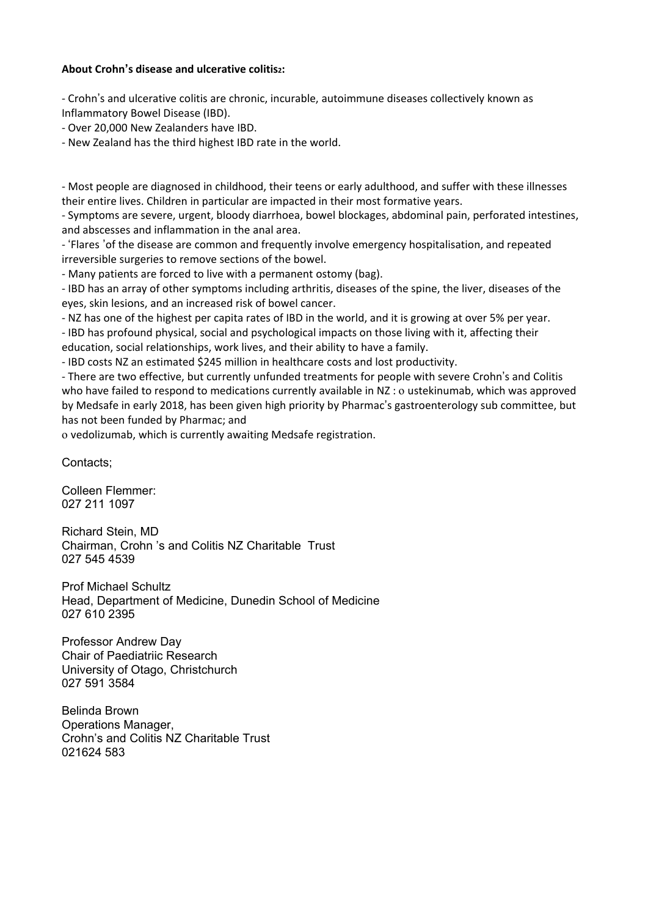**About Crohn's disease and ulcerative colitis[2]:**

- Crohn's and ulcerative colitis are chronic, incurable, autoimmune diseases collectively known as Inflammatory Bowel Disease (IBD).
- Over 20,000 New Zealanders have IBD.
- New Zealand has the third highest IBD rate in the world.

- Most people are diagnosed in childhood, their teens or early adulthood, and suffer with these illnesses their entire lives. Children in particular are impacted in their most formative years.
- Symptoms are severe, urgent, bloody diarrhoea, bowel blockages, abdominal pain, perforated intestines, and abscesses and inflammation in the anal area.
- 'Flares 'of the disease are common and frequently involve emergency hospitalisation, and repeated irreversible surgeries to remove sections of the bowel.
- Many patients are forced to live with a permanent ostomy (bag).
- IBD has an array of other symptoms including arthritis, diseases of the spine, the liver, diseases of the eyes, skin lesions, and an increased risk of bowel cancer.
- NZ has one of the highest per capita rates of IBD in the world, and it is growing at over 5% per year.
- IBD has profound physical, social and psychological impacts on those living with it, affecting their education, social relationships, work lives, and their ability to have a family.
- IBD costs NZ an estimated $245 million in healthcare costs and lost productivity.
- There are two effective, but currently unfunded treatments for people with severe Crohn's and Colitis who have failed to respond to medications currently available in NZ : o ustekinumab, which was approved by Medsafe in early 2018, has been given high priority by Pharmac's gastroenterology sub committee, but has not been funded by Pharmac; and

o vedolizumab, which is currently awaiting Medsafe registration.

Contacts;

Colleen Flemmer:
027 211 1097

Richard Stein, MD
Chairman, Crohn 's and Colitis NZ Charitable Trust
027 545 4539

Prof Michael Schultz
Head, Department of Medicine, Dunedin School of Medicine
027 610 2395

Professor Andrew Day
Chair of Paediatriic Research
University of Otago, Christchurch
027 591 3584

Belinda Brown
Operations Manager,
Crohn's and Colitis NZ Charitable Trust
021624 583